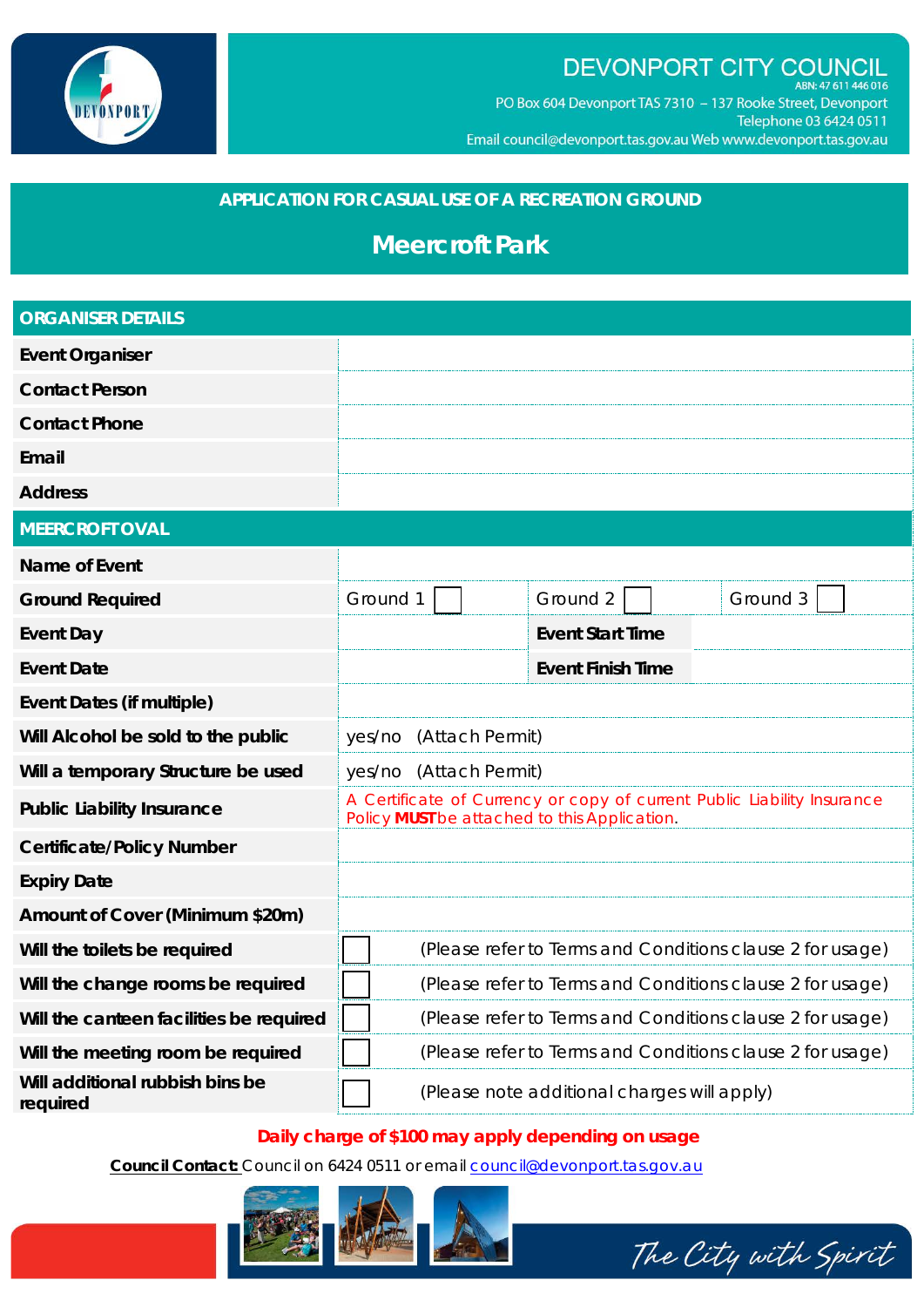DEVONPORT CITY COUNCIL
ABN: 47 611 446 016
PO Box 604 Devonport TAS 7310 – 137 Rooke Street, Devonport
Telephone 03 6424 0511
Email council@devonport.tas.gov.au Web www.devonport.tas.gov.au

## APPLICATION FOR CASUAL USE OF A RECREATION GROUND

# Meercroft Park

| ORGANISER DETAILS | | | |
|---|---|---|---|
| Event Organiser | | | |
| Contact Person | | | |
| Contact Phone | | | |
| Email | | | |
| Address | | | |

| MEERCROFT OVAL | | | |
|---|---|---|---|
| Name of Event | | | |
| Ground Required | Ground 1 ☐ | Ground 2 ☐ | Ground 3 ☐ |
| Event Day | | Event Start Time | |
| Event Date | | Event Finish Time | |
| Event Dates (if multiple) | | | |
| Will Alcohol be sold to the public | yes/no (Attach Permit) | | |
| Will a temporary Structure be used | yes/no (Attach Permit) | | |
| Public Liability Insurance | A Certificate of Currency or copy of current Public Liability Insurance Policy **MUST** be attached to this Application. | | |
| Certificate/Policy Number | | | |
| Expiry Date | | | |
| Amount of Cover (Minimum $20m) | | | |
| Will the toilets be required | ☐ (Please refer to Terms and Conditions clause 2 for usage) | | |
| Will the change rooms be required | ☐ (Please refer to Terms and Conditions clause 2 for usage) | | |
| Will the canteen facilities be required | ☐ (Please refer to Terms and Conditions clause 2 for usage) | | |
| Will the meeting room be required | ☐ (Please refer to Terms and Conditions clause 2 for usage) | | |
| Will additional rubbish bins be required | ☐ (Please note additional charges will apply) | | |

**Daily charge of $100 may apply depending on usage**

**Council Contact:** Council on 6424 0511 or email council@devonport.tas.gov.au

*The City with Spirit*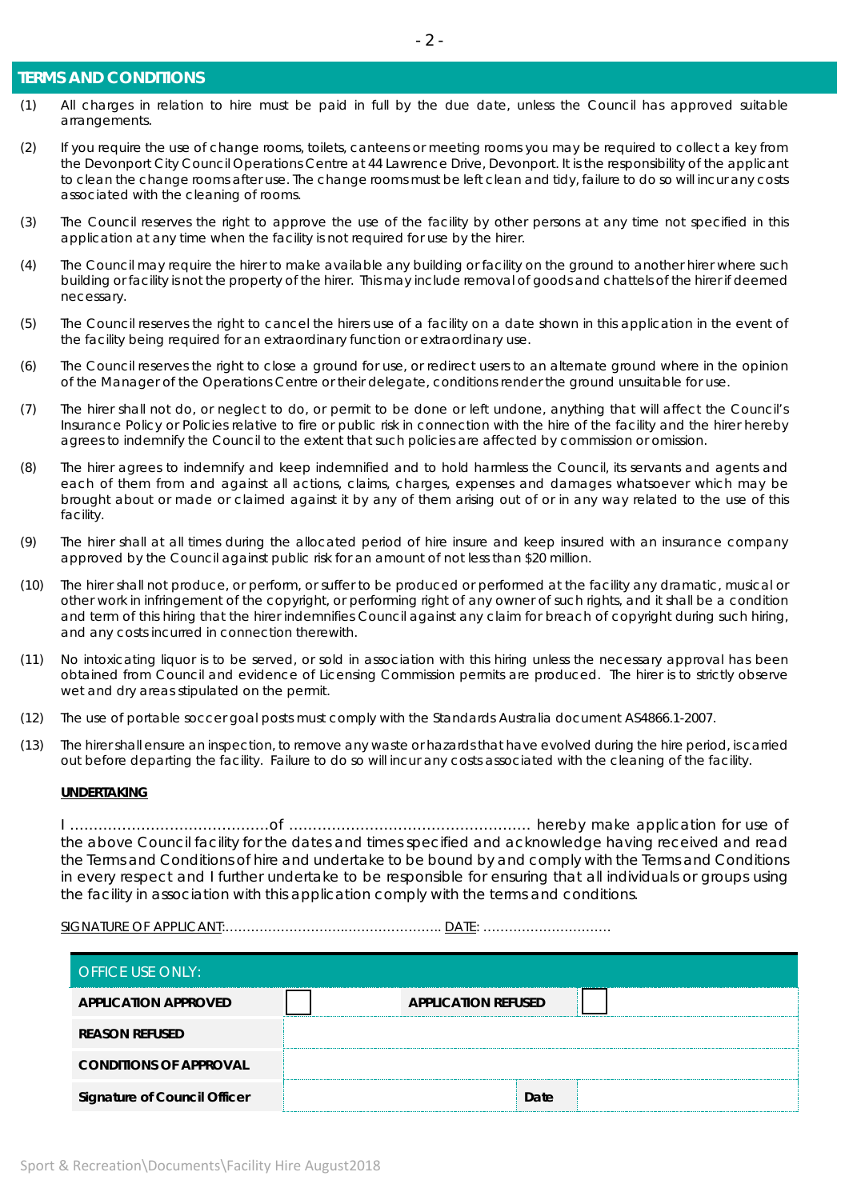## TERMS AND CONDITIONS

(1) All charges in relation to hire must be paid in full by the due date, unless the Council has approved suitable arrangements.

(2) If you require the use of change rooms, toilets, canteens or meeting rooms you may be required to collect a key from the Devonport City Council Operations Centre at 44 Lawrence Drive, Devonport. It is the responsibility of the applicant to clean the change rooms after use. The change rooms must be left clean and tidy, failure to do so will incur any costs associated with the cleaning of rooms.

(3) The Council reserves the right to approve the use of the facility by other persons at any time not specified in this application at any time when the facility is not required for use by the hirer.

(4) The Council may require the hirer to make available any building or facility on the ground to another hirer where such building or facility is not the property of the hirer. This may include removal of goods and chattels of the hirer if deemed necessary.

(5) The Council reserves the right to cancel the hirers use of a facility on a date shown in this application in the event of the facility being required for an extraordinary function or extraordinary use.

(6) The Council reserves the right to close a ground for use, or redirect users to an alternate ground where in the opinion of the Manager of the Operations Centre or their delegate, conditions render the ground unsuitable for use.

(7) The hirer shall not do, or neglect to do, or permit to be done or left undone, anything that will affect the Council's Insurance Policy or Policies relative to fire or public risk in connection with the hire of the facility and the hirer hereby agrees to indemnify the Council to the extent that such policies are affected by commission or omission.

(8) The hirer agrees to indemnify and keep indemnified and to hold harmless the Council, its servants and agents and each of them from and against all actions, claims, charges, expenses and damages whatsoever which may be brought about or made or claimed against it by any of them arising out of or in any way related to the use of this facility.

(9) The hirer shall at all times during the allocated period of hire insure and keep insured with an insurance company approved by the Council against public risk for an amount of not less than $20 million.

(10) The hirer shall not produce, or perform, or suffer to be produced or performed at the facility any dramatic, musical or other work in infringement of the copyright, or performing right of any owner of such rights, and it shall be a condition and term of this hiring that the hirer indemnifies Council against any claim for breach of copyright during such hiring, and any costs incurred in connection therewith.

(11) No intoxicating liquor is to be served, or sold in association with this hiring unless the necessary approval has been obtained from Council and evidence of Licensing Commission permits are produced. The hirer is to strictly observe wet and dry areas stipulated on the permit.

(12) The use of portable soccer goal posts must comply with the Standards Australia document AS4866.1-2007.

(13) The hirer shall ensure an inspection, to remove any waste or hazards that have evolved during the hire period, is carried out before departing the facility. Failure to do so will incur any costs associated with the cleaning of the facility.

**UNDERTAKING**

I ..........................................of .................................................... hereby make application for use of the above Council facility for the dates and times specified and acknowledge having received and read the Terms and Conditions of hire and undertake to be bound by and comply with the Terms and Conditions in every respect and I further undertake to be responsible for ensuring that all individuals or groups using the facility in association with this application comply with the terms and conditions.

SIGNATURE OF APPLICANT:.................................................. DATE: ..............................

| OFFICE USE ONLY: | | | |
|---|---|---|---|
| **APPLICATION APPROVED** | ☐ | **APPLICATION REFUSED** | ☐ |
| **REASON REFUSED** | | | |
| **CONDITIONS OF APPROVAL** | | | |
| **Signature of Council Officer** | | **Date** | |

Sport & Recreation\Documents\Facility Hire August2018